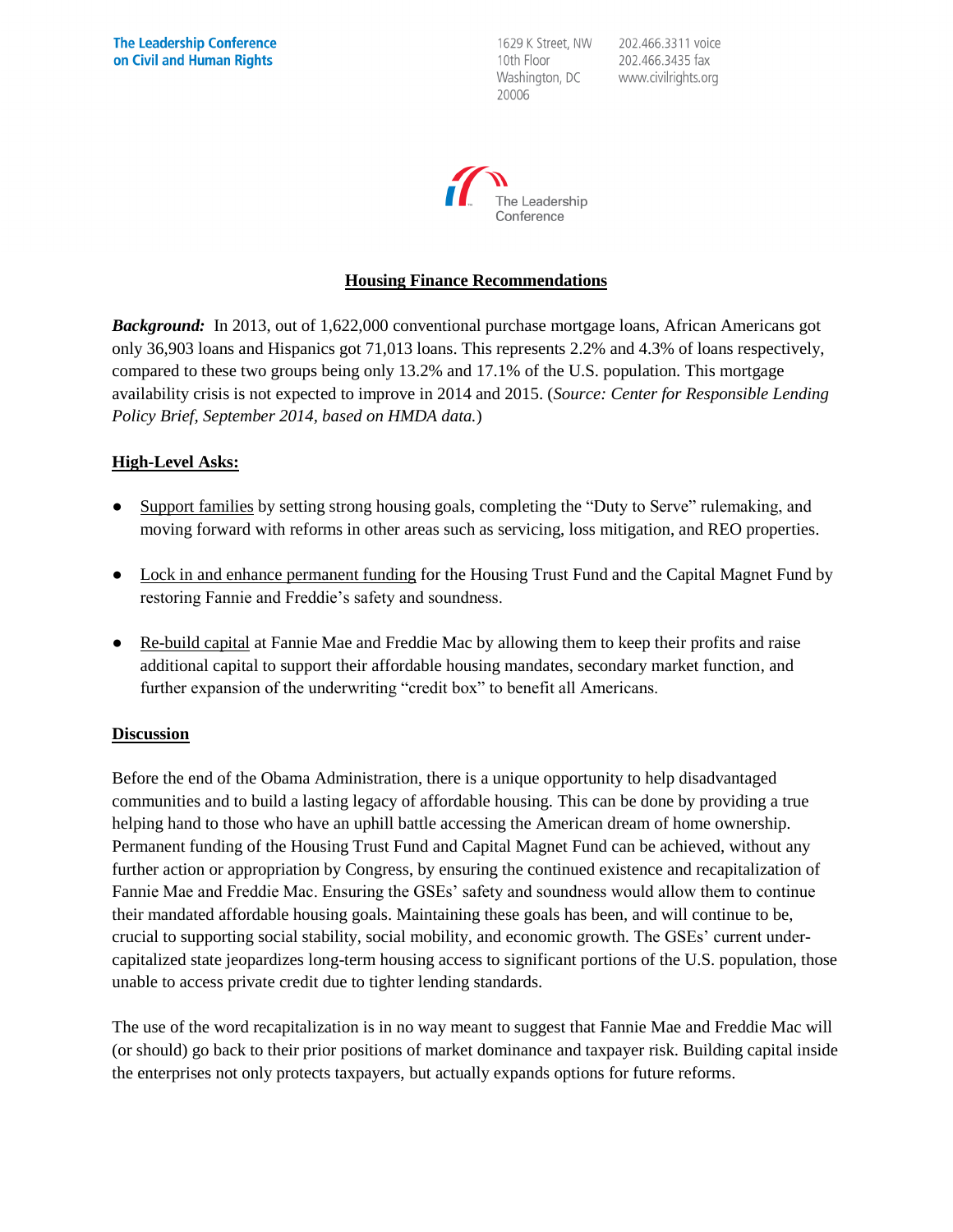The Leadership Conference on Civil and Human Rights

1629 K Street, NW
10th Floor
Washington, DC
20006

202.466.3311 voice
202.466.3435 fax
www.civilrights.org

The Leadership Conference

## Housing Finance Recommendations

***Background:*** In 2013, out of 1,622,000 conventional purchase mortgage loans, African Americans got only 36,903 loans and Hispanics got 71,013 loans. This represents 2.2% and 4.3% of loans respectively, compared to these two groups being only 13.2% and 17.1% of the U.S. population. This mortgage availability crisis is not expected to improve in 2014 and 2015. (*Source: Center for Responsible Lending Policy Brief, September 2014, based on HMDA data.*)

### High-Level Asks:

- Support families by setting strong housing goals, completing the "Duty to Serve" rulemaking, and moving forward with reforms in other areas such as servicing, loss mitigation, and REO properties.
- Lock in and enhance permanent funding for the Housing Trust Fund and the Capital Magnet Fund by restoring Fannie and Freddie's safety and soundness.
- Re-build capital at Fannie Mae and Freddie Mac by allowing them to keep their profits and raise additional capital to support their affordable housing mandates, secondary market function, and further expansion of the underwriting "credit box" to benefit all Americans.

### Discussion

Before the end of the Obama Administration, there is a unique opportunity to help disadvantaged communities and to build a lasting legacy of affordable housing. This can be done by providing a true helping hand to those who have an uphill battle accessing the American dream of home ownership. Permanent funding of the Housing Trust Fund and Capital Magnet Fund can be achieved, without any further action or appropriation by Congress, by ensuring the continued existence and recapitalization of Fannie Mae and Freddie Mac. Ensuring the GSEs' safety and soundness would allow them to continue their mandated affordable housing goals. Maintaining these goals has been, and will continue to be, crucial to supporting social stability, social mobility, and economic growth. The GSEs' current under-capitalized state jeopardizes long-term housing access to significant portions of the U.S. population, those unable to access private credit due to tighter lending standards.

The use of the word recapitalization is in no way meant to suggest that Fannie Mae and Freddie Mac will (or should) go back to their prior positions of market dominance and taxpayer risk. Building capital inside the enterprises not only protects taxpayers, but actually expands options for future reforms.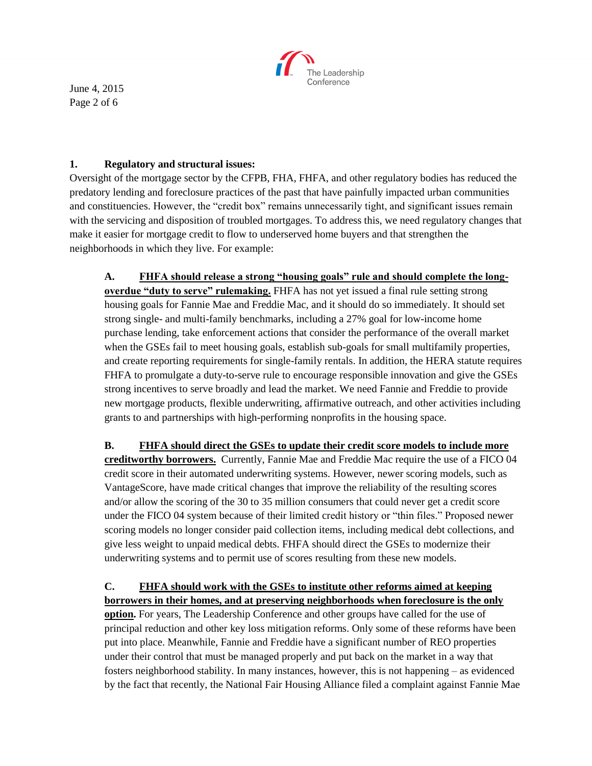**1. Regulatory and structural issues:**

Oversight of the mortgage sector by the CFPB, FHA, FHFA, and other regulatory bodies has reduced the predatory lending and foreclosure practices of the past that have painfully impacted urban communities and constituencies. However, the "credit box" remains unnecessarily tight, and significant issues remain with the servicing and disposition of troubled mortgages. To address this, we need regulatory changes that make it easier for mortgage credit to flow to underserved home buyers and that strengthen the neighborhoods in which they live. For example:

> **A. <u>FHFA should release a strong "housing goals" rule and should complete the long-overdue "duty to serve" rulemaking.</u>** FHFA has not yet issued a final rule setting strong housing goals for Fannie Mae and Freddie Mac, and it should do so immediately. It should set strong single- and multi-family benchmarks, including a 27% goal for low-income home purchase lending, take enforcement actions that consider the performance of the overall market when the GSEs fail to meet housing goals, establish sub-goals for small multifamily properties, and create reporting requirements for single-family rentals. In addition, the HERA statute requires FHFA to promulgate a duty-to-serve rule to encourage responsible innovation and give the GSEs strong incentives to serve broadly and lead the market. We need Fannie and Freddie to provide new mortgage products, flexible underwriting, affirmative outreach, and other activities including grants to and partnerships with high-performing nonprofits in the housing space.
>
> **B. <u>FHFA should direct the GSEs to update their credit score models to include more creditworthy borrowers.</u>** Currently, Fannie Mae and Freddie Mac require the use of a FICO 04 credit score in their automated underwriting systems. However, newer scoring models, such as VantageScore, have made critical changes that improve the reliability of the resulting scores and/or allow the scoring of the 30 to 35 million consumers that could never get a credit score under the FICO 04 system because of their limited credit history or "thin files." Proposed newer scoring models no longer consider paid collection items, including medical debt collections, and give less weight to unpaid medical debts. FHFA should direct the GSEs to modernize their underwriting systems and to permit use of scores resulting from these new models.
>
> **C. <u>FHFA should work with the GSEs to institute other reforms aimed at keeping borrowers in their homes, and at preserving neighborhoods when foreclosure is the only option.</u>** For years, The Leadership Conference and other groups have called for the use of principal reduction and other key loss mitigation reforms. Only some of these reforms have been put into place. Meanwhile, Fannie and Freddie have a significant number of REO properties under their control that must be managed properly and put back on the market in a way that fosters neighborhood stability. In many instances, however, this is not happening – as evidenced by the fact that recently, the National Fair Housing Alliance filed a complaint against Fannie Mae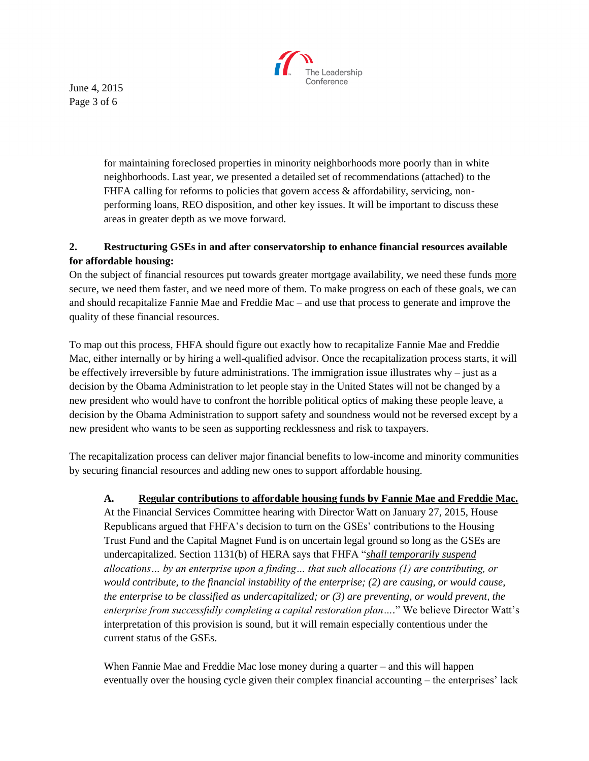for maintaining foreclosed properties in minority neighborhoods more poorly than in white neighborhoods. Last year, we presented a detailed set of recommendations (attached) to the FHFA calling for reforms to policies that govern access & affordability, servicing, non-performing loans, REO disposition, and other key issues. It will be important to discuss these areas in greater depth as we move forward.

**2. Restructuring GSEs in and after conservatorship to enhance financial resources available for affordable housing:**

On the subject of financial resources put towards greater mortgage availability, we need these funds <u>more secure</u>, we need them <u>faster</u>, and we need <u>more of them</u>. To make progress on each of these goals, we can and should recapitalize Fannie Mae and Freddie Mac – and use that process to generate and improve the quality of these financial resources.

To map out this process, FHFA should figure out exactly how to recapitalize Fannie Mae and Freddie Mac, either internally or by hiring a well-qualified advisor. Once the recapitalization process starts, it will be effectively irreversible by future administrations. The immigration issue illustrates why – just as a decision by the Obama Administration to let people stay in the United States will not be changed by a new president who would have to confront the horrible political optics of making these people leave, a decision by the Obama Administration to support safety and soundness would not be reversed except by a new president who wants to be seen as supporting recklessness and risk to taxpayers.

The recapitalization process can deliver major financial benefits to low-income and minority communities by securing financial resources and adding new ones to support affordable housing.

**A. <u>Regular contributions to affordable housing funds by Fannie Mae and Freddie Mac.</u>**

At the Financial Services Committee hearing with Director Watt on January 27, 2015, House Republicans argued that FHFA's decision to turn on the GSEs' contributions to the Housing Trust Fund and the Capital Magnet Fund is on uncertain legal ground so long as the GSEs are undercapitalized. Section 1131(b) of HERA says that FHFA "*<u>shall temporarily suspend</u> allocations… by an enterprise upon a finding… that such allocations (1) are contributing, or would contribute, to the financial instability of the enterprise; (2) are causing, or would cause, the enterprise to be classified as undercapitalized; or (3) are preventing, or would prevent, the enterprise from successfully completing a capital restoration plan….*" We believe Director Watt's interpretation of this provision is sound, but it will remain especially contentious under the current status of the GSEs.

When Fannie Mae and Freddie Mac lose money during a quarter – and this will happen eventually over the housing cycle given their complex financial accounting – the enterprises' lack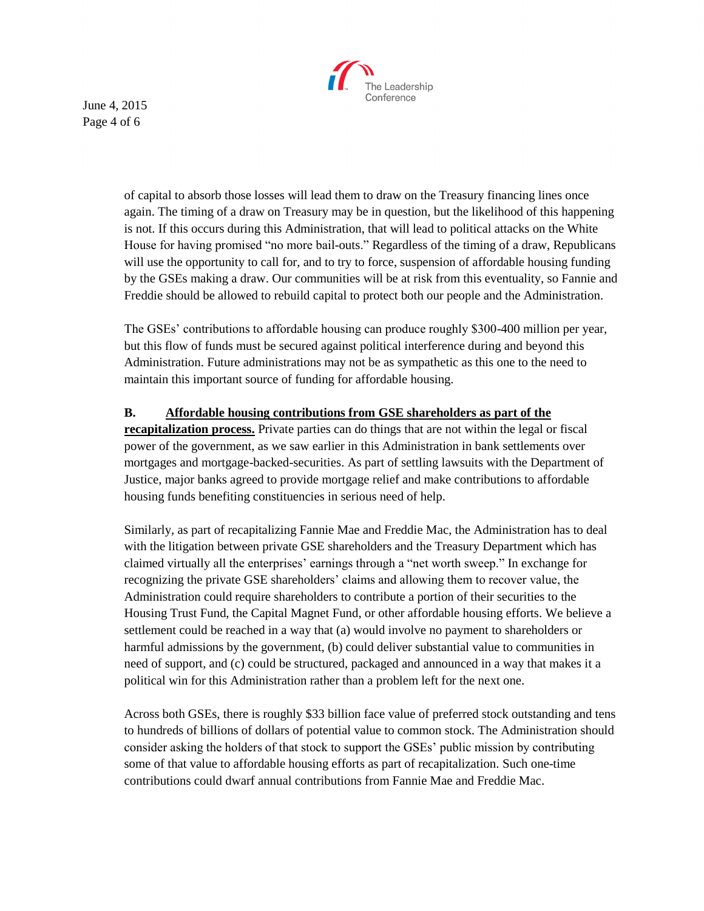of capital to absorb those losses will lead them to draw on the Treasury financing lines once again. The timing of a draw on Treasury may be in question, but the likelihood of this happening is not. If this occurs during this Administration, that will lead to political attacks on the White House for having promised "no more bail-outs." Regardless of the timing of a draw, Republicans will use the opportunity to call for, and to try to force, suspension of affordable housing funding by the GSEs making a draw. Our communities will be at risk from this eventuality, so Fannie and Freddie should be allowed to rebuild capital to protect both our people and the Administration.

The GSEs' contributions to affordable housing can produce roughly \$300-400 million per year, but this flow of funds must be secured against political interference during and beyond this Administration. Future administrations may not be as sympathetic as this one to the need to maintain this important source of funding for affordable housing.

**B. <u>Affordable housing contributions from GSE shareholders as part of the recapitalization process.</u>** Private parties can do things that are not within the legal or fiscal power of the government, as we saw earlier in this Administration in bank settlements over mortgages and mortgage-backed-securities. As part of settling lawsuits with the Department of Justice, major banks agreed to provide mortgage relief and make contributions to affordable housing funds benefiting constituencies in serious need of help.

Similarly, as part of recapitalizing Fannie Mae and Freddie Mac, the Administration has to deal with the litigation between private GSE shareholders and the Treasury Department which has claimed virtually all the enterprises' earnings through a "net worth sweep." In exchange for recognizing the private GSE shareholders' claims and allowing them to recover value, the Administration could require shareholders to contribute a portion of their securities to the Housing Trust Fund, the Capital Magnet Fund, or other affordable housing efforts. We believe a settlement could be reached in a way that (a) would involve no payment to shareholders or harmful admissions by the government, (b) could deliver substantial value to communities in need of support, and (c) could be structured, packaged and announced in a way that makes it a political win for this Administration rather than a problem left for the next one.

Across both GSEs, there is roughly \$33 billion face value of preferred stock outstanding and tens to hundreds of billions of dollars of potential value to common stock. The Administration should consider asking the holders of that stock to support the GSEs' public mission by contributing some of that value to affordable housing efforts as part of recapitalization. Such one-time contributions could dwarf annual contributions from Fannie Mae and Freddie Mac.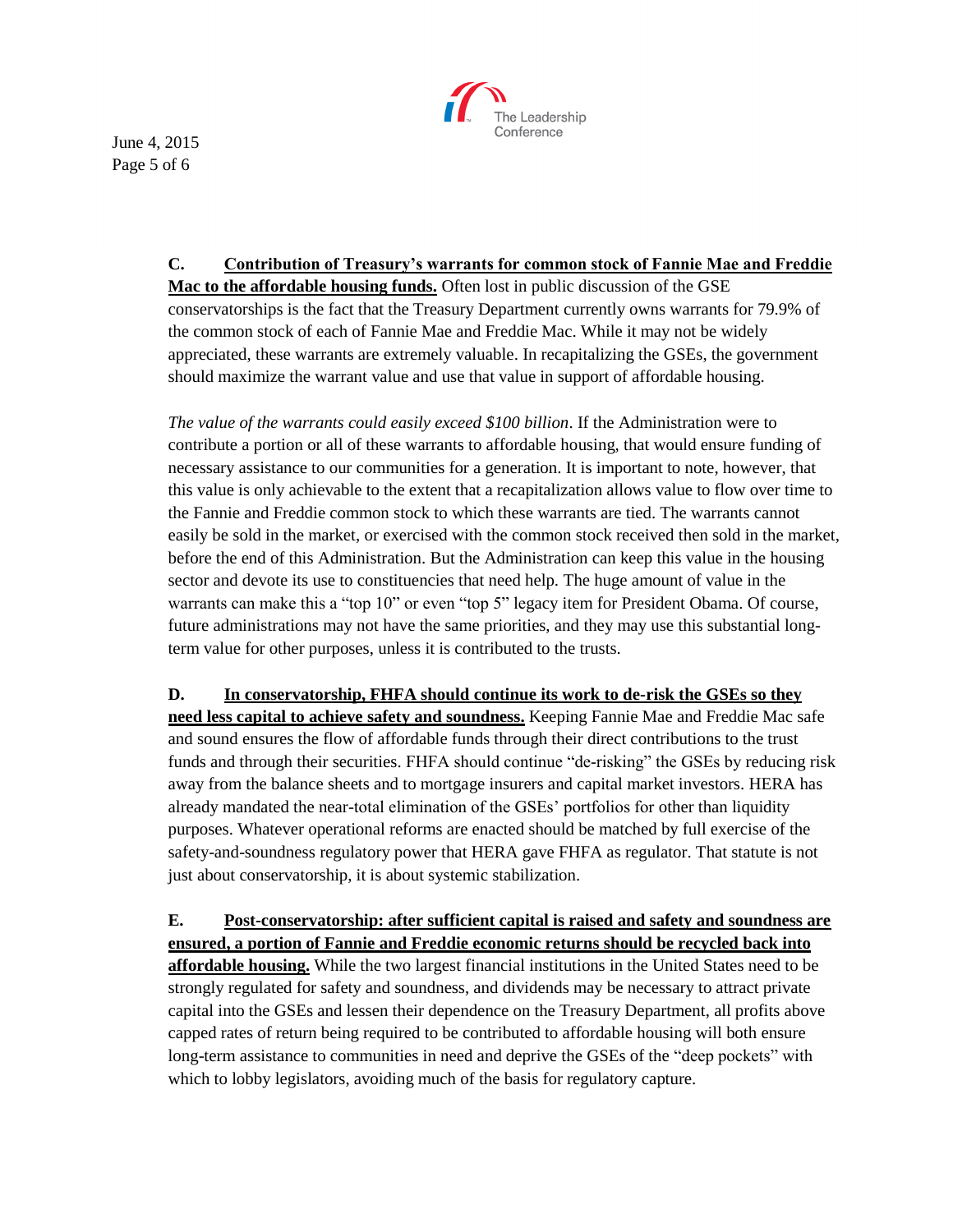**C. <u>Contribution of Treasury's warrants for common stock of Fannie Mae and Freddie Mac to the affordable housing funds.</u>** Often lost in public discussion of the GSE conservatorships is the fact that the Treasury Department currently owns warrants for 79.9% of the common stock of each of Fannie Mae and Freddie Mac. While it may not be widely appreciated, these warrants are extremely valuable. In recapitalizing the GSEs, the government should maximize the warrant value and use that value in support of affordable housing.

*The value of the warrants could easily exceed $100 billion*. If the Administration were to contribute a portion or all of these warrants to affordable housing, that would ensure funding of necessary assistance to our communities for a generation. It is important to note, however, that this value is only achievable to the extent that a recapitalization allows value to flow over time to the Fannie and Freddie common stock to which these warrants are tied. The warrants cannot easily be sold in the market, or exercised with the common stock received then sold in the market, before the end of this Administration. But the Administration can keep this value in the housing sector and devote its use to constituencies that need help. The huge amount of value in the warrants can make this a "top 10" or even "top 5" legacy item for President Obama. Of course, future administrations may not have the same priorities, and they may use this substantial long-term value for other purposes, unless it is contributed to the trusts.

**D. <u>In conservatorship, FHFA should continue its work to de-risk the GSEs so they need less capital to achieve safety and soundness.</u>** Keeping Fannie Mae and Freddie Mac safe and sound ensures the flow of affordable funds through their direct contributions to the trust funds and through their securities. FHFA should continue "de-risking" the GSEs by reducing risk away from the balance sheets and to mortgage insurers and capital market investors. HERA has already mandated the near-total elimination of the GSEs' portfolios for other than liquidity purposes. Whatever operational reforms are enacted should be matched by full exercise of the safety-and-soundness regulatory power that HERA gave FHFA as regulator. That statute is not just about conservatorship, it is about systemic stabilization.

**E. <u>Post-conservatorship: after sufficient capital is raised and safety and soundness are ensured, a portion of Fannie and Freddie economic returns should be recycled back into affordable housing.</u>** While the two largest financial institutions in the United States need to be strongly regulated for safety and soundness, and dividends may be necessary to attract private capital into the GSEs and lessen their dependence on the Treasury Department, all profits above capped rates of return being required to be contributed to affordable housing will both ensure long-term assistance to communities in need and deprive the GSEs of the "deep pockets" with which to lobby legislators, avoiding much of the basis for regulatory capture.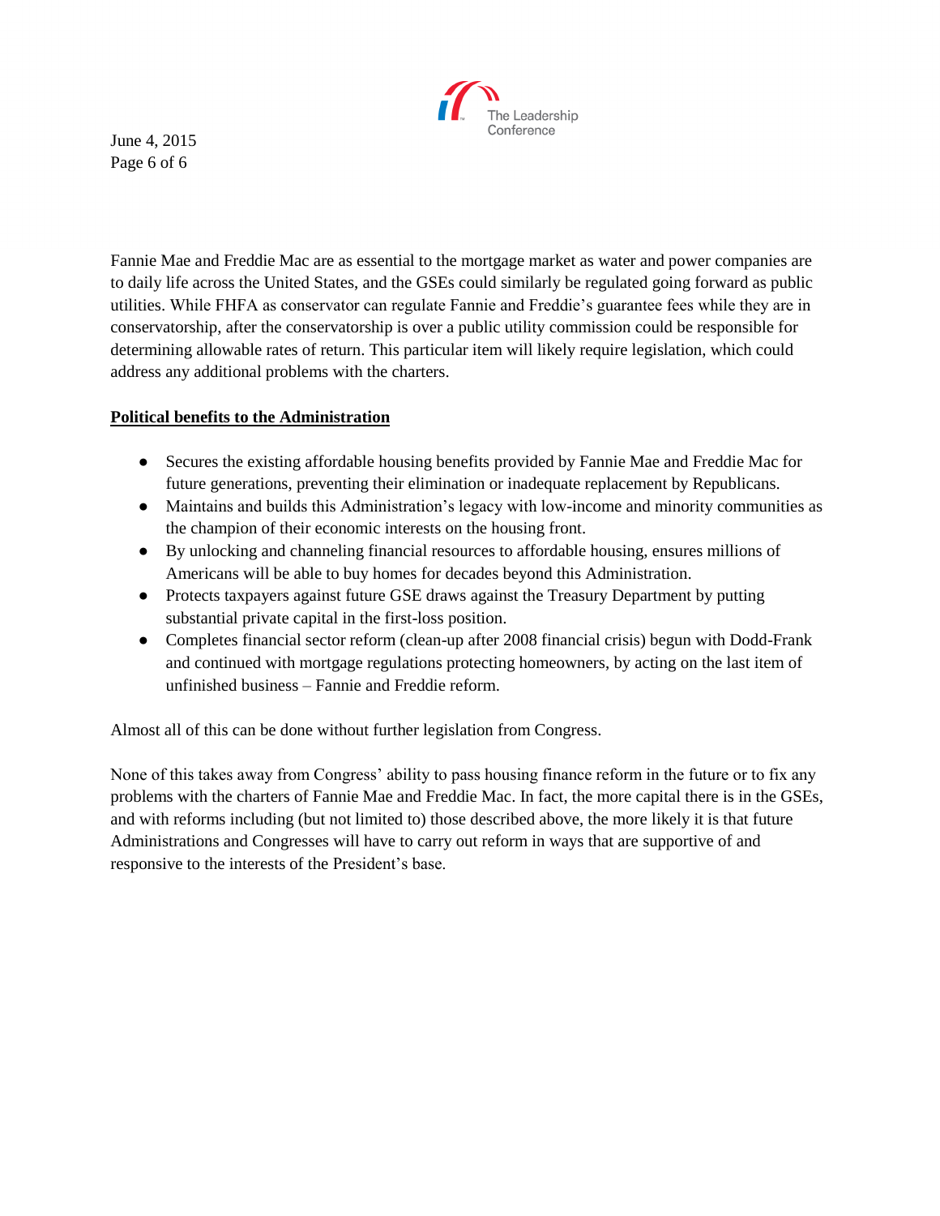Fannie Mae and Freddie Mac are as essential to the mortgage market as water and power companies are to daily life across the United States, and the GSEs could similarly be regulated going forward as public utilities. While FHFA as conservator can regulate Fannie and Freddie's guarantee fees while they are in conservatorship, after the conservatorship is over a public utility commission could be responsible for determining allowable rates of return. This particular item will likely require legislation, which could address any additional problems with the charters.

**Political benefits to the Administration**

- Secures the existing affordable housing benefits provided by Fannie Mae and Freddie Mac for future generations, preventing their elimination or inadequate replacement by Republicans.
- Maintains and builds this Administration's legacy with low-income and minority communities as the champion of their economic interests on the housing front.
- By unlocking and channeling financial resources to affordable housing, ensures millions of Americans will be able to buy homes for decades beyond this Administration.
- Protects taxpayers against future GSE draws against the Treasury Department by putting substantial private capital in the first-loss position.
- Completes financial sector reform (clean-up after 2008 financial crisis) begun with Dodd-Frank and continued with mortgage regulations protecting homeowners, by acting on the last item of unfinished business – Fannie and Freddie reform.

Almost all of this can be done without further legislation from Congress.

None of this takes away from Congress' ability to pass housing finance reform in the future or to fix any problems with the charters of Fannie Mae and Freddie Mac. In fact, the more capital there is in the GSEs, and with reforms including (but not limited to) those described above, the more likely it is that future Administrations and Congresses will have to carry out reform in ways that are supportive of and responsive to the interests of the President's base.